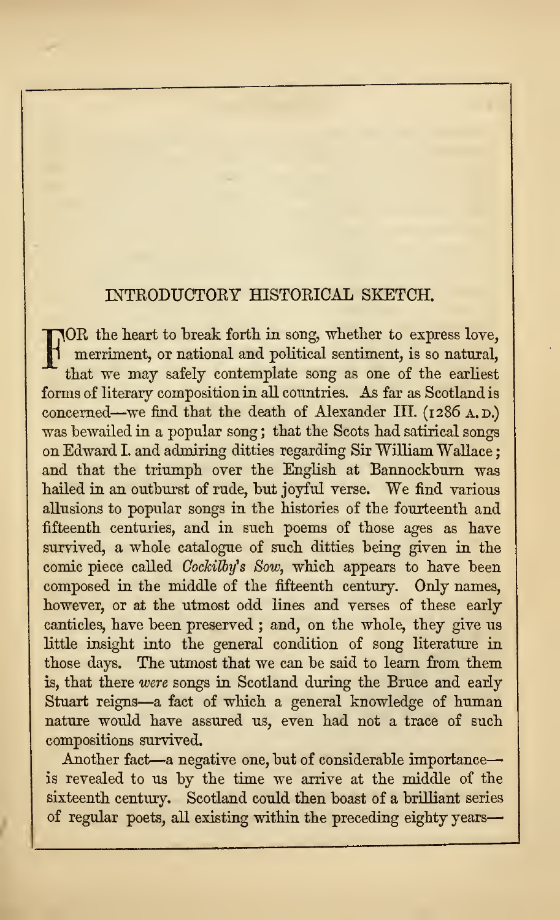## INTRODUCTORY HISTORICAL SKETCH.

FOR the heart to break forth in song, whether to express love, merriment, or national and political sentiment, is so natural, that we may safely contemplate song as one of the earliest forms of literary composition in all countries. As far as Scotland is concerned—we find that the death of Alexander III. (1286 A.D.) was bewailed in a popular song; that the Scots had satirical songs on Edward I. and admiring ditties regarding Sir William Wallace; and that the triumph over the English at Bannockburn was hailed in an outburst of rude, but joyful verse. We find various allusions to popular songs in the histories of the fourteenth and fifteenth centuries, and in such poems of those ages as have survived, a whole catalogue of such ditties being given in the comic piece called *Cockilby's Sow*, which appears to have been composed in the middle of the fifteenth century. Only names, however, or at the utmost odd lines and verses of these early canticles, have been preserved; and, on the whole, they give us little insight into the general condition of song literature in those days. The utmost that we can be said to learn from them is, that there *were* songs in Scotland during the Bruce and early Stuart reigns—a fact of which a general knowledge of human nature would have assured us, even had not a trace of such compositions survived.

Another fact—a negative one, but of considerable importance—is revealed to us by the time we arrive at the middle of the sixteenth century. Scotland could then boast of a brilliant series of regular poets, all existing within the preceding eighty years—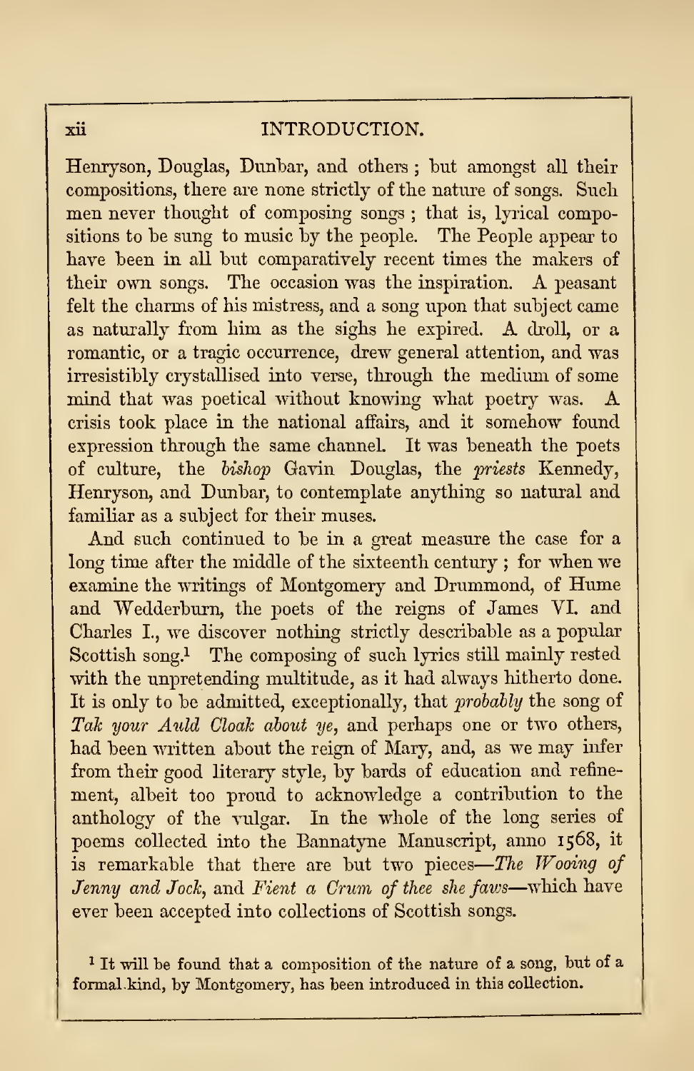Henryson, Douglas, Dunbar, and others; but amongst all their compositions, there are none strictly of the nature of songs. Such men never thought of composing songs; that is, lyrical compositions to be sung to music by the people. The People appear to have been in all but comparatively recent times the makers of their own songs. The occasion was the inspiration. A peasant felt the charms of his mistress, and a song upon that subject came as naturally from him as the sighs he expired. A droll, or a romantic, or a tragic occurrence, drew general attention, and was irresistibly crystallised into verse, through the medium of some mind that was poetical without knowing what poetry was. A crisis took place in the national affairs, and it somehow found expression through the same channel. It was beneath the poets of culture, the *bishop* Gavin Douglas, the *priests* Kennedy, Henryson, and Dunbar, to contemplate anything so natural and familiar as a subject for their muses.

And such continued to be in a great measure the case for a long time after the middle of the sixteenth century; for when we examine the writings of Montgomery and Drummond, of Hume and Wedderburn, the poets of the reigns of James VI. and Charles I., we discover nothing strictly describable as a popular Scottish song.[1] The composing of such lyrics still mainly rested with the unpretending multitude, as it had always hitherto done. It is only to be admitted, exceptionally, that *probably* the song of *Tak your Auld Cloak about ye*, and perhaps one or two others, had been written about the reign of Mary, and, as we may infer from their good literary style, by bards of education and refinement, albeit too proud to acknowledge a contribution to the anthology of the vulgar. In the whole of the long series of poems collected into the Bannatyne Manuscript, anno 1568, it is remarkable that there are but two pieces—*The Wooing of Jenny and Jock*, and *Fient a Crum of thee she faws*—which have ever been accepted into collections of Scottish songs.

[1] It will be found that a composition of the nature of a song, but of a formal kind, by Montgomery, has been introduced in this collection.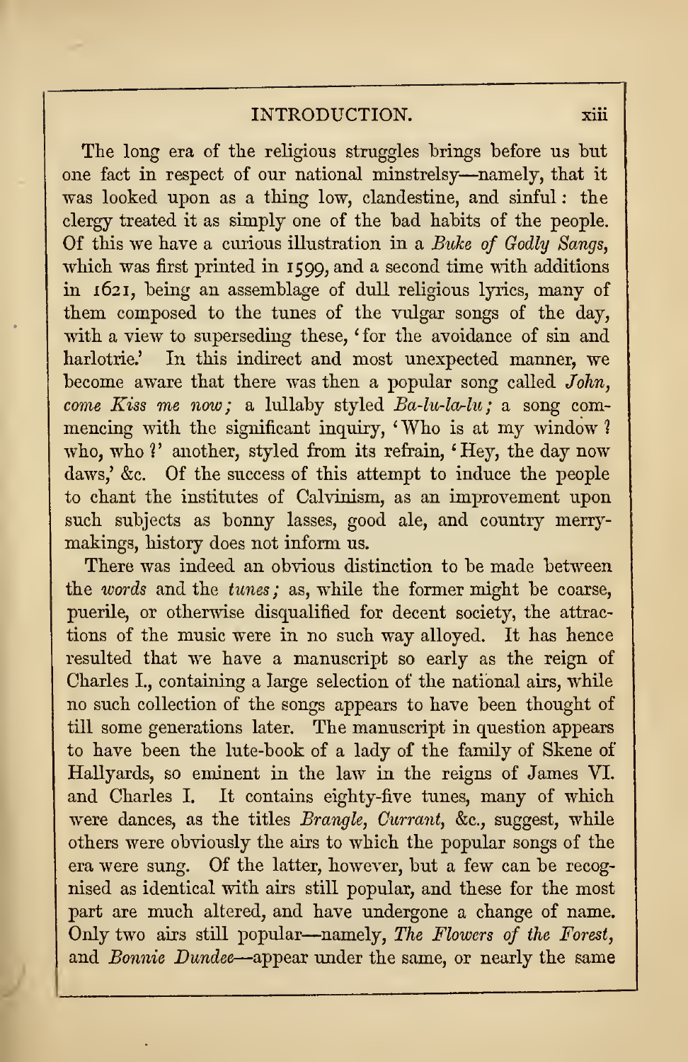The long era of the religious struggles brings before us but one fact in respect of our national minstrelsy—namely, that it was looked upon as a thing low, clandestine, and sinful: the clergy treated it as simply one of the bad habits of the people. Of this we have a curious illustration in a *Buke of Godly Sangs*, which was first printed in 1599, and a second time with additions in 1621, being an assemblage of dull religious lyrics, many of them composed to the tunes of the vulgar songs of the day, with a view to superseding these, 'for the avoidance of sin and harlotrie.' In this indirect and most unexpected manner, we become aware that there was then a popular song called *John, come Kiss me now;* a lullaby styled *Ba-lu-la-lu;* a song commencing with the significant inquiry, 'Who is at my window? who, who?' another, styled from its refrain, 'Hey, the day now daws,' &c. Of the success of this attempt to induce the people to chant the institutes of Calvinism, as an improvement upon such subjects as bonny lasses, good ale, and country merry-makings, history does not inform us.

There was indeed an obvious distinction to be made between the *words* and the *tunes;* as, while the former might be coarse, puerile, or otherwise disqualified for decent society, the attractions of the music were in no such way alloyed. It has hence resulted that we have a manuscript so early as the reign of Charles I., containing a large selection of the national airs, while no such collection of the songs appears to have been thought of till some generations later. The manuscript in question appears to have been the lute-book of a lady of the family of Skene of Hallyards, so eminent in the law in the reigns of James VI. and Charles I. It contains eighty-five tunes, many of which were dances, as the titles *Brangle, Currant,* &c., suggest, while others were obviously the airs to which the popular songs of the era were sung. Of the latter, however, but a few can be recognised as identical with airs still popular, and these for the most part are much altered, and have undergone a change of name. Only two airs still popular—namely, *The Flowers of the Forest,* and *Bonnie Dundee*—appear under the same, or nearly the same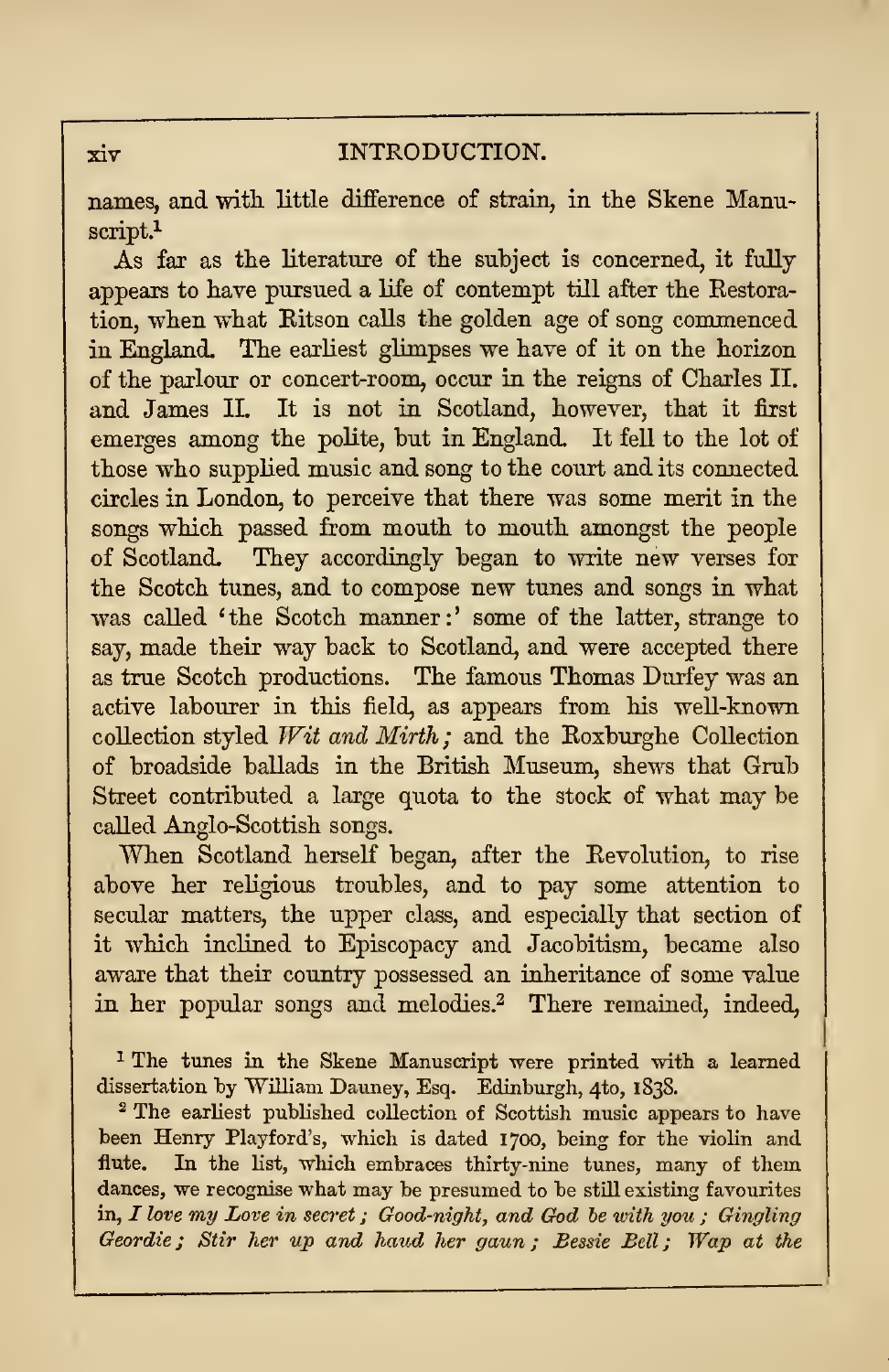names, and with little difference of strain, in the Skene Manuscript.[1]

As far as the literature of the subject is concerned, it fully appears to have pursued a life of contempt till after the Restoration, when what Ritson calls the golden age of song commenced in England. The earliest glimpses we have of it on the horizon of the parlour or concert-room, occur in the reigns of Charles II. and James II. It is not in Scotland, however, that it first emerges among the polite, but in England. It fell to the lot of those who supplied music and song to the court and its connected circles in London, to perceive that there was some merit in the songs which passed from mouth to mouth amongst the people of Scotland. They accordingly began to write new verses for the Scotch tunes, and to compose new tunes and songs in what was called 'the Scotch manner:' some of the latter, strange to say, made their way back to Scotland, and were accepted there as true Scotch productions. The famous Thomas Durfey was an active labourer in this field, as appears from his well-known collection styled *Wit and Mirth;* and the Roxburghe Collection of broadside ballads in the British Museum, shews that Grub Street contributed a large quota to the stock of what may be called Anglo-Scottish songs.

When Scotland herself began, after the Revolution, to rise above her religious troubles, and to pay some attention to secular matters, the upper class, and especially that section of it which inclined to Episcopacy and Jacobitism, became also aware that their country possessed an inheritance of some value in her popular songs and melodies.[2] There remained, indeed,

[1] The tunes in the Skene Manuscript were printed with a learned dissertation by William Dauney, Esq. Edinburgh, 4to, 1838.

[2] The earliest published collection of Scottish music appears to have been Henry Playford's, which is dated 1700, being for the violin and flute. In the list, which embraces thirty-nine tunes, many of them dances, we recognise what may be presumed to be still existing favourites in, *I love my Love in secret; Good-night, and God be with you; Gingling Geordie; Stir her up and haud her gaun; Bessie Bell; Wap at the*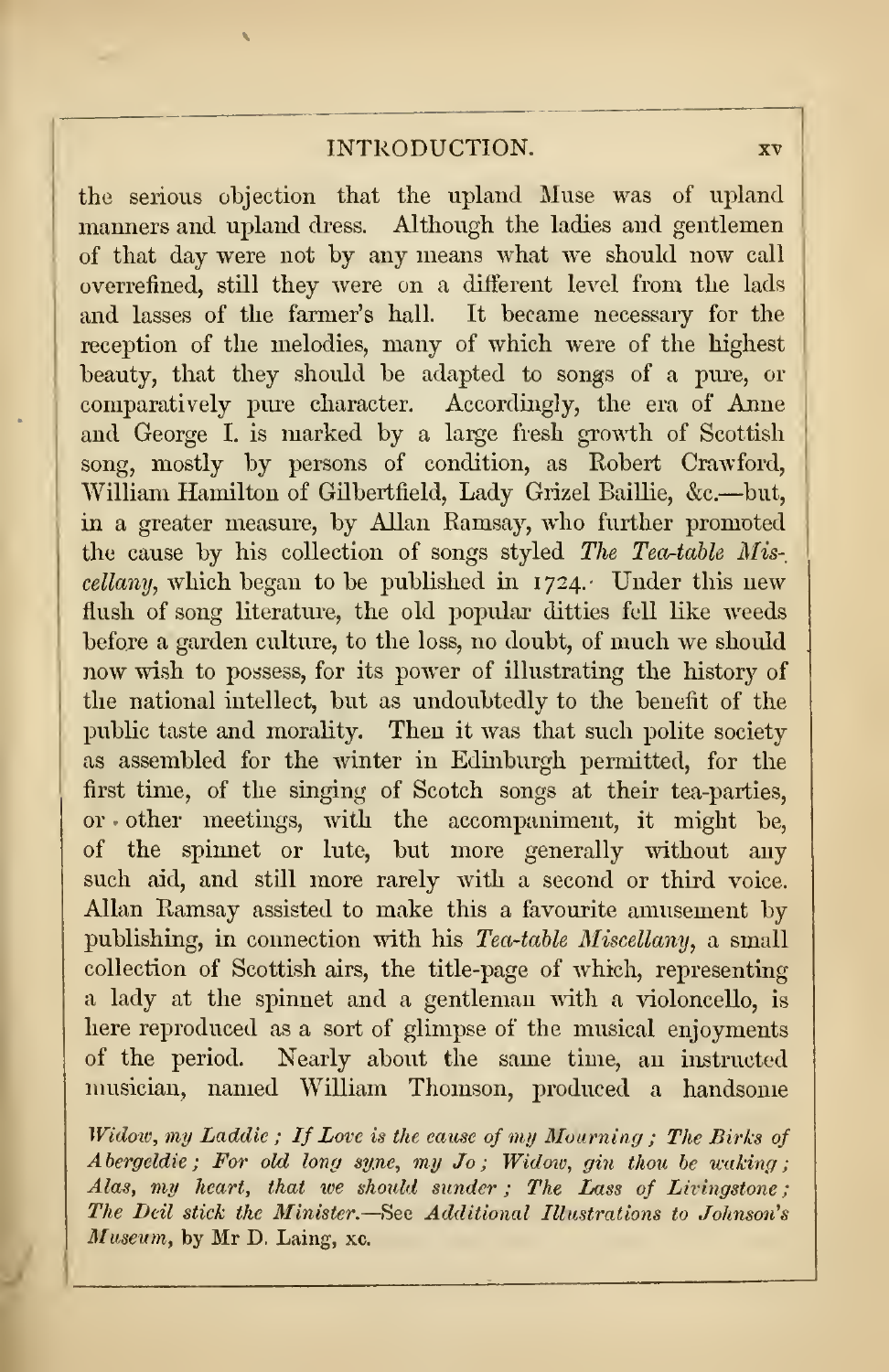the serious objection that the upland Muse was of upland manners and upland dress. Although the ladies and gentlemen of that day were not by any means what we should now call overrefined, still they were on a different level from the lads and lasses of the farmer's hall. It became necessary for the reception of the melodies, many of which were of the highest beauty, that they should be adapted to songs of a pure, or comparatively pure character. Accordingly, the era of Anne and George I. is marked by a large fresh growth of Scottish song, mostly by persons of condition, as Robert Crawford, William Hamilton of Gilbertfield, Lady Grizel Baillie, &c.—but, in a greater measure, by Allan Ramsay, who further promoted the cause by his collection of songs styled *The Tea-table Miscellany*, which began to be published in 1724. Under this new flush of song literature, the old popular ditties fell like weeds before a garden culture, to the loss, no doubt, of much we should now wish to possess, for its power of illustrating the history of the national intellect, but as undoubtedly to the benefit of the public taste and morality. Then it was that such polite society as assembled for the winter in Edinburgh permitted, for the first time, of the singing of Scotch songs at their tea-parties, or other meetings, with the accompaniment, it might be, of the spinnet or lute, but more generally without any such aid, and still more rarely with a second or third voice. Allan Ramsay assisted to make this a favourite amusement by publishing, in connection with his *Tea-table Miscellany*, a small collection of Scottish airs, the title-page of which, representing a lady at the spinnet and a gentleman with a violoncello, is here reproduced as a sort of glimpse of the musical enjoyments of the period. Nearly about the same time, an instructed musician, named William Thomson, produced a handsome

*Widow, my Laddie ; If Love is the cause of my Mourning ; The Birks of Abergeldie ; For old long syne, my Jo ; Widow, gin thou be waking ; Alas, my heart, that we should sunder ; The Lass of Livingstone ; The Deil stick the Minister.*—See *Additional Illustrations to Johnson's Museum*, by Mr D. Laing, &c.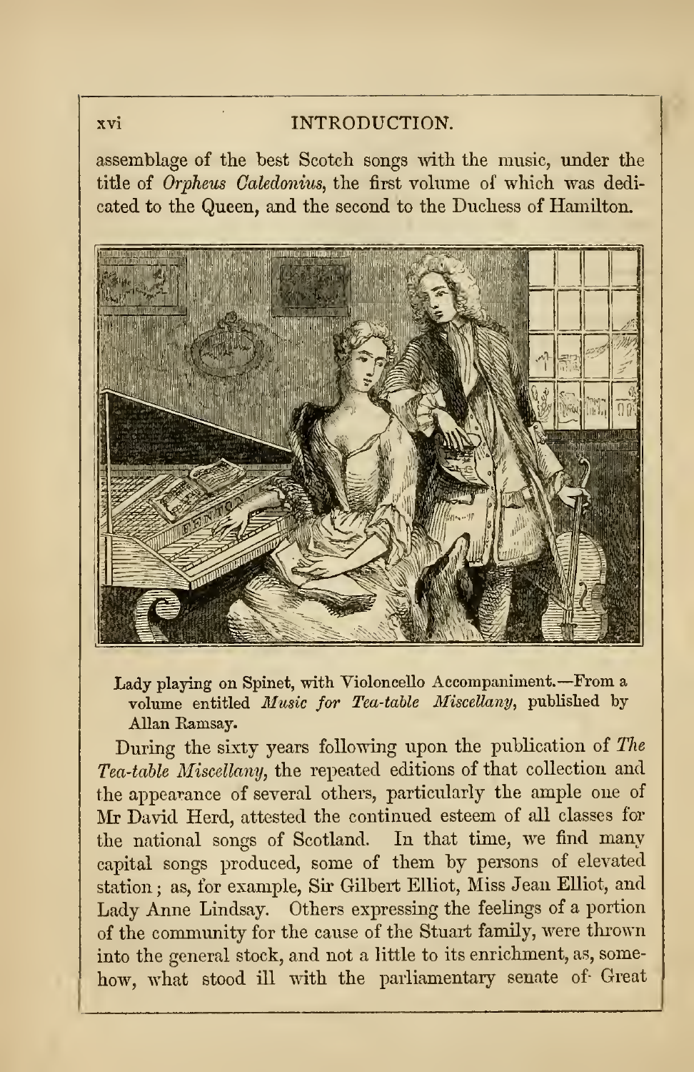assemblage of the best Scotch songs with the music, under the title of *Orpheus Caledonius*, the first volume of which was dedicated to the Queen, and the second to the Duchess of Hamilton.

Lady playing on Spinet, with Violoncello Accompaniment.—From a volume entitled *Music for Tea-table Miscellany*, published by Allan Ramsay.

During the sixty years following upon the publication of *The Tea-table Miscellany*, the repeated editions of that collection and the appearance of several others, particularly the ample one of Mr David Herd, attested the continued esteem of all classes for the national songs of Scotland. In that time, we find many capital songs produced, some of them by persons of elevated station; as, for example, Sir Gilbert Elliot, Miss Jean Elliot, and Lady Anne Lindsay. Others expressing the feelings of a portion of the community for the cause of the Stuart family, were thrown into the general stock, and not a little to its enrichment, as, somehow, what stood ill with the parliamentary senate of Great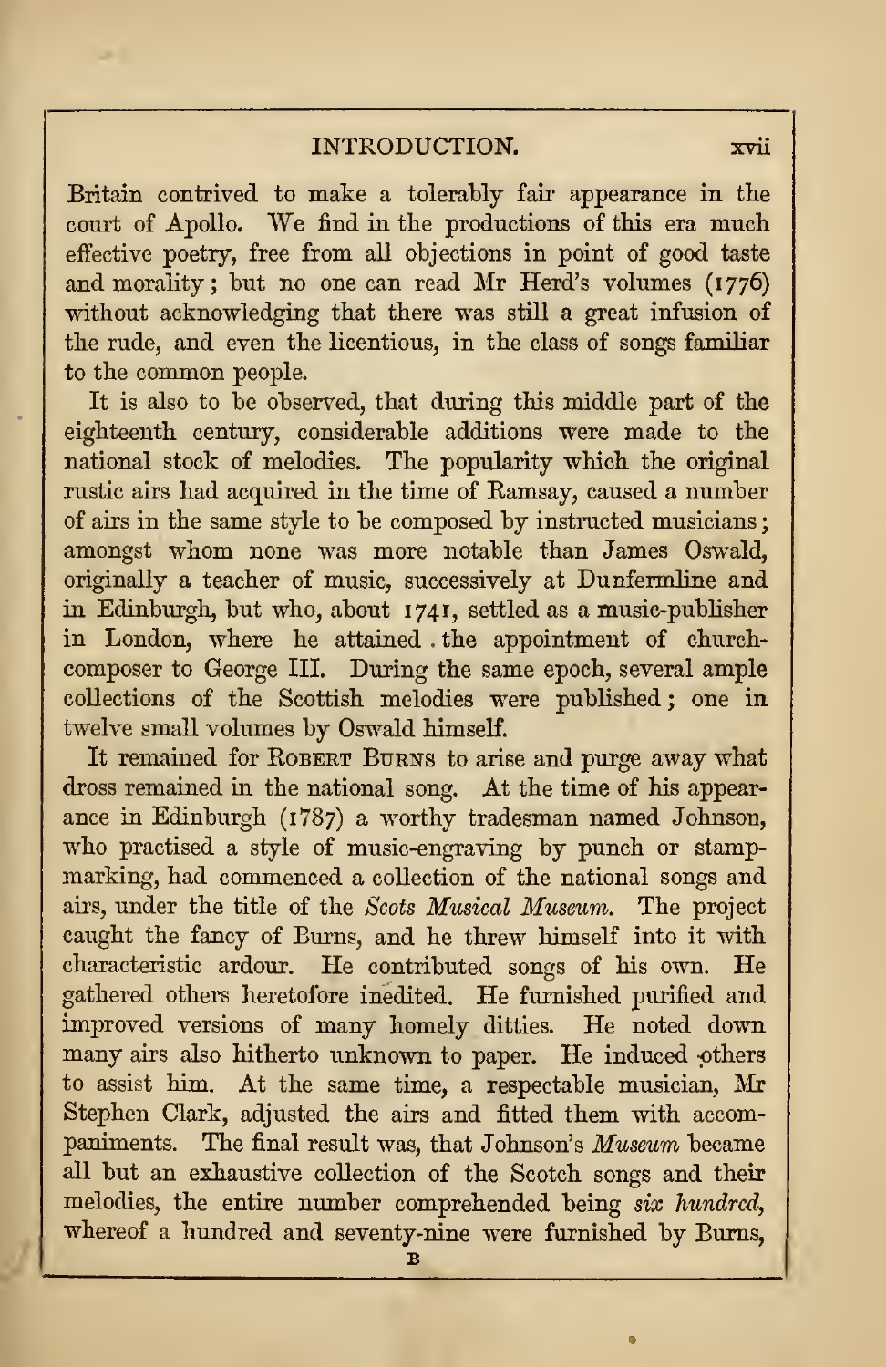Britain contrived to make a tolerably fair appearance in the court of Apollo. We find in the productions of this era much effective poetry, free from all objections in point of good taste and morality; but no one can read Mr Herd's volumes (1776) without acknowledging that there was still a great infusion of the rude, and even the licentious, in the class of songs familiar to the common people.

It is also to be observed, that during this middle part of the eighteenth century, considerable additions were made to the national stock of melodies. The popularity which the original rustic airs had acquired in the time of Ramsay, caused a number of airs in the same style to be composed by instructed musicians; amongst whom none was more notable than James Oswald, originally a teacher of music, successively at Dunfermline and in Edinburgh, but who, about 1741, settled as a music-publisher in London, where he attained the appointment of church-composer to George III. During the same epoch, several ample collections of the Scottish melodies were published; one in twelve small volumes by Oswald himself.

It remained for Robert Burns to arise and purge away what dross remained in the national song. At the time of his appearance in Edinburgh (1787) a worthy tradesman named Johnson, who practised a style of music-engraving by punch or stamp-marking, had commenced a collection of the national songs and airs, under the title of the *Scots Musical Museum*. The project caught the fancy of Burns, and he threw himself into it with characteristic ardour. He contributed songs of his own. He gathered others heretofore inedited. He furnished purified and improved versions of many homely ditties. He noted down many airs also hitherto unknown to paper. He induced others to assist him. At the same time, a respectable musician, Mr Stephen Clark, adjusted the airs and fitted them with accompaniments. The final result was, that Johnson's *Museum* became all but an exhaustive collection of the Scotch songs and their melodies, the entire number comprehended being *six hundred*, whereof a hundred and seventy-nine were furnished by Burns,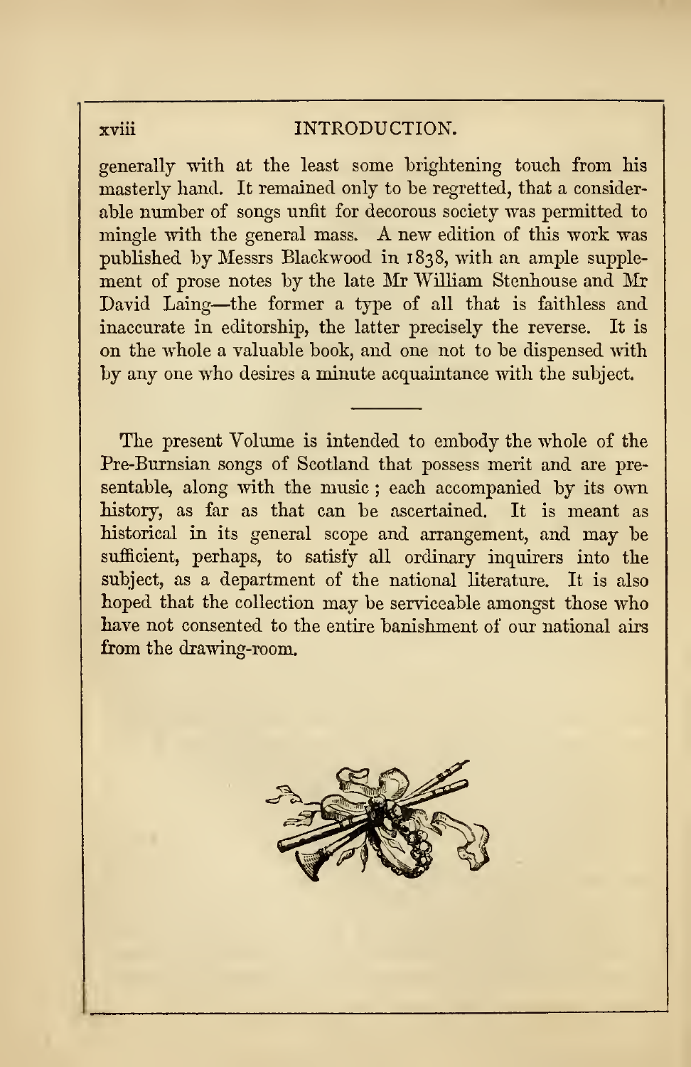generally with at the least some brightening touch from his masterly hand. It remained only to be regretted, that a considerable number of songs unfit for decorous society was permitted to mingle with the general mass. A new edition of this work was published by Messrs Blackwood in 1838, with an ample supplement of prose notes by the late Mr William Stenhouse and Mr David Laing—the former a type of all that is faithless and inaccurate in editorship, the latter precisely the reverse. It is on the whole a valuable book, and one not to be dispensed with by any one who desires a minute acquaintance with the subject.

---

The present Volume is intended to embody the whole of the Pre-Burnsian songs of Scotland that possess merit and are presentable, along with the music; each accompanied by its own history, as far as that can be ascertained. It is meant as historical in its general scope and arrangement, and may be sufficient, perhaps, to satisfy all ordinary inquirers into the subject, as a department of the national literature. It is also hoped that the collection may be serviceable amongst those who have not consented to the entire banishment of our national airs from the drawing-room.